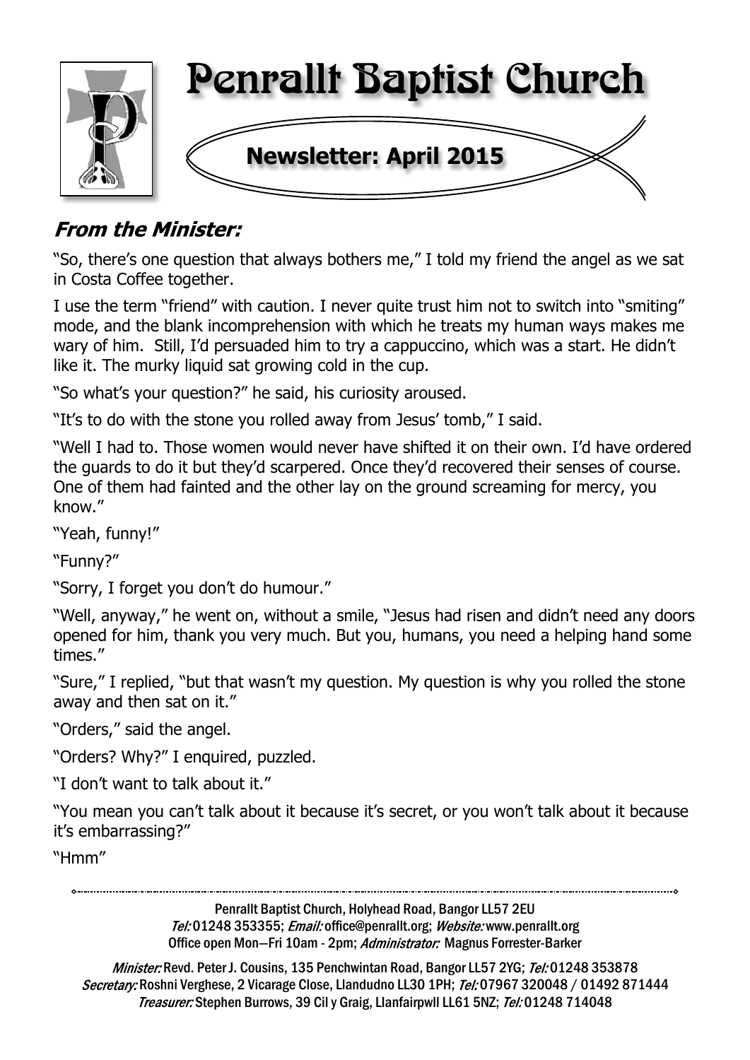# Penrallt Baptist Church

## Newsletter: April 2015

### *From the Minister:*

"So, there's one question that always bothers me," I told my friend the angel as we sat in Costa Coffee together.

I use the term "friend" with caution. I never quite trust him not to switch into "smiting" mode, and the blank incomprehension with which he treats my human ways makes me wary of him. Still, I'd persuaded him to try a cappuccino, which was a start. He didn't like it. The murky liquid sat growing cold in the cup.

"So what's your question?" he said, his curiosity aroused.

"It's to do with the stone you rolled away from Jesus' tomb," I said.

"Well I had to. Those women would never have shifted it on their own. I'd have ordered the guards to do it but they'd scarpered. Once they'd recovered their senses of course. One of them had fainted and the other lay on the ground screaming for mercy, you know."

"Yeah, funny!"

"Funny?"

"Sorry, I forget you don't do humour."

"Well, anyway," he went on, without a smile, "Jesus had risen and didn't need any doors opened for him, thank you very much. But you, humans, you need a helping hand some times."

"Sure," I replied, "but that wasn't my question. My question is why you rolled the stone away and then sat on it."

"Orders," said the angel.

"Orders? Why?" I enquired, puzzled.

"I don't want to talk about it."

"You mean you can't talk about it because it's secret, or you won't talk about it because it's embarrassing?"

"Hmm"

---

Penrallt Baptist Church, Holyhead Road, Bangor LL57 2EU
*Tel:* 01248 353355; *Email:* office@penrallt.org; *Website:* www.penrallt.org
Office open Mon—Fri 10am - 2pm; *Administrator:* Magnus Forrester-Barker

*Minister:* Revd. Peter J. Cousins, 135 Penchwintan Road, Bangor LL57 2YG; *Tel:* 01248 353878
*Secretary:* Roshni Verghese, 2 Vicarage Close, Llandudno LL30 1PH; *Tel:* 07967 320048 / 01492 871444
*Treasurer:* Stephen Burrows, 39 Cil y Graig, Llanfairpwll LL61 5NZ; *Tel:* 01248 714048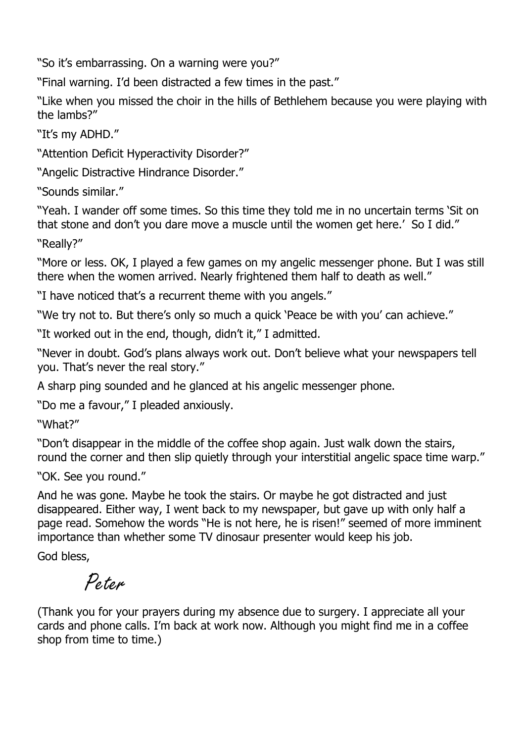"So it's embarrassing. On a warning were you?"

"Final warning. I'd been distracted a few times in the past."

"Like when you missed the choir in the hills of Bethlehem because you were playing with the lambs?"

"It's my ADHD."

"Attention Deficit Hyperactivity Disorder?"

"Angelic Distractive Hindrance Disorder."

"Sounds similar."

"Yeah. I wander off some times. So this time they told me in no uncertain terms 'Sit on that stone and don't you dare move a muscle until the women get here.' So I did."

"Really?"

"More or less. OK, I played a few games on my angelic messenger phone. But I was still there when the women arrived. Nearly frightened them half to death as well."

"I have noticed that's a recurrent theme with you angels."

"We try not to. But there's only so much a quick 'Peace be with you' can achieve."

"It worked out in the end, though, didn't it," I admitted.

"Never in doubt. God's plans always work out. Don't believe what your newspapers tell you. That's never the real story."

A sharp ping sounded and he glanced at his angelic messenger phone.

"Do me a favour," I pleaded anxiously.

"What?"

"Don't disappear in the middle of the coffee shop again. Just walk down the stairs, round the corner and then slip quietly through your interstitial angelic space time warp."

"OK. See you round."

And he was gone. Maybe he took the stairs. Or maybe he got distracted and just disappeared. Either way, I went back to my newspaper, but gave up with only half a page read. Somehow the words "He is not here, he is risen!" seemed of more imminent importance than whether some TV dinosaur presenter would keep his job.

God bless,

*Peter*

(Thank you for your prayers during my absence due to surgery. I appreciate all your cards and phone calls. I'm back at work now. Although you might find me in a coffee shop from time to time.)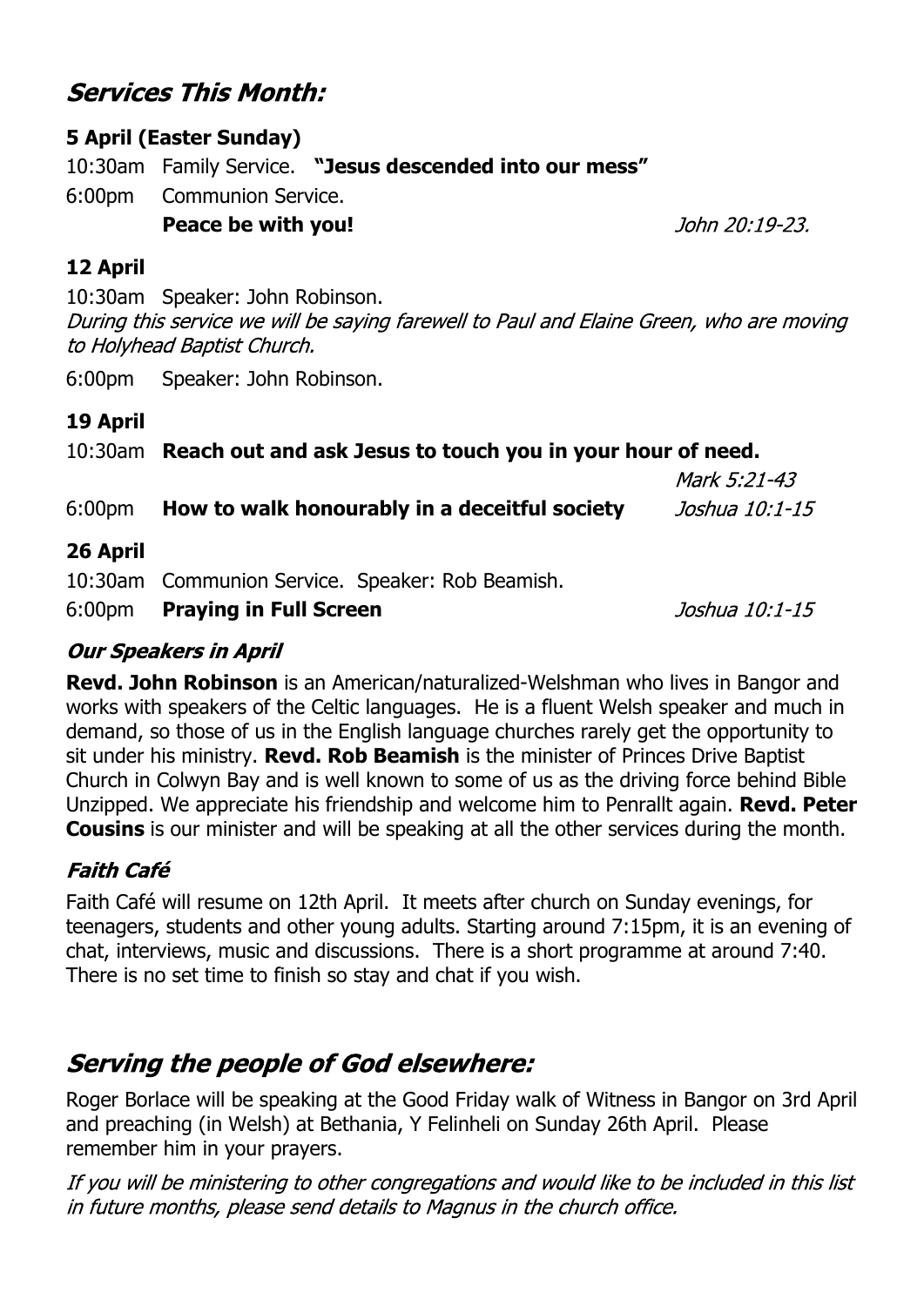## *Services This Month:*

**5 April (Easter Sunday)**

10:30am Family Service. **"Jesus descended into our mess"**

6:00pm Communion Service.
**Peace be with you!** *John 20:19-23.*

**12 April**

10:30am Speaker: John Robinson.
*During this service we will be saying farewell to Paul and Elaine Green, who are moving to Holyhead Baptist Church.*

6:00pm Speaker: John Robinson.

**19 April**

10:30am **Reach out and ask Jesus to touch you in your hour of need.** *Mark 5:21-43*

6:00pm **How to walk honourably in a deceitful society** *Joshua 10:1-15*

**26 April**

10:30am Communion Service. Speaker: Rob Beamish.

6:00pm **Praying in Full Screen** *Joshua 10:1-15*

### *Our Speakers in April*

**Revd. John Robinson** is an American/naturalized-Welshman who lives in Bangor and works with speakers of the Celtic languages. He is a fluent Welsh speaker and much in demand, so those of us in the English language churches rarely get the opportunity to sit under his ministry. **Revd. Rob Beamish** is the minister of Princes Drive Baptist Church in Colwyn Bay and is well known to some of us as the driving force behind Bible Unzipped. We appreciate his friendship and welcome him to Penrallt again. **Revd. Peter Cousins** is our minister and will be speaking at all the other services during the month.

### *Faith Café*

Faith Café will resume on 12th April. It meets after church on Sunday evenings, for teenagers, students and other young adults. Starting around 7:15pm, it is an evening of chat, interviews, music and discussions. There is a short programme at around 7:40. There is no set time to finish so stay and chat if you wish.

## *Serving the people of God elsewhere:*

Roger Borlace will be speaking at the Good Friday walk of Witness in Bangor on 3rd April and preaching (in Welsh) at Bethania, Y Felinheli on Sunday 26th April. Please remember him in your prayers.

*If you will be ministering to other congregations and would like to be included in this list in future months, please send details to Magnus in the church office.*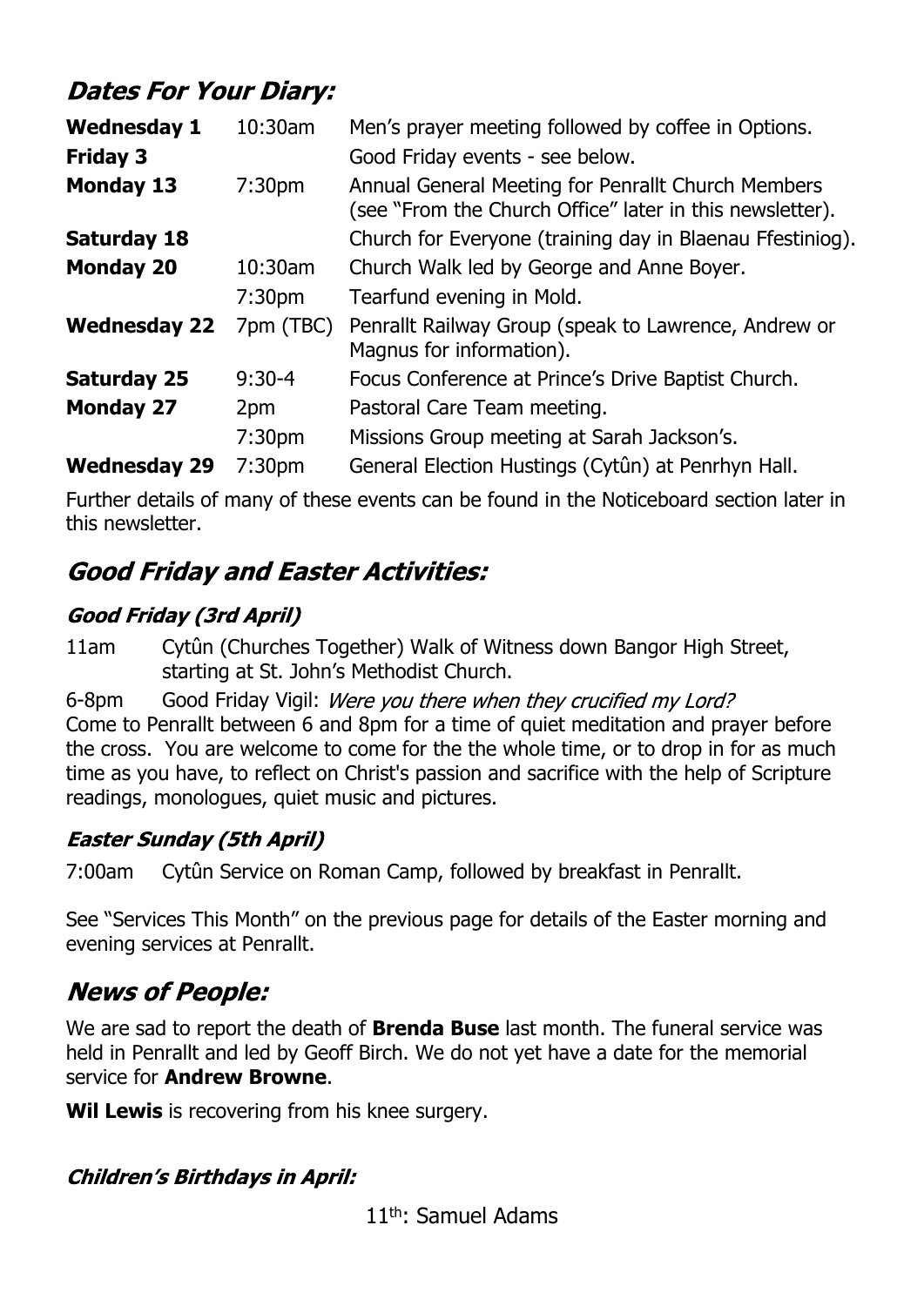## *Dates For Your Diary:*

| | | |
|---|---|---|
| **Wednesday 1** | 10:30am | Men's prayer meeting followed by coffee in Options. |
| **Friday 3** | | Good Friday events - see below. |
| **Monday 13** | 7:30pm | Annual General Meeting for Penrallt Church Members (see "From the Church Office" later in this newsletter). |
| **Saturday 18** | | Church for Everyone (training day in Blaenau Ffestiniog). |
| **Monday 20** | 10:30am | Church Walk led by George and Anne Boyer. |
| | 7:30pm | Tearfund evening in Mold. |
| **Wednesday 22** | 7pm (TBC) | Penrallt Railway Group (speak to Lawrence, Andrew or Magnus for information). |
| **Saturday 25** | 9:30-4 | Focus Conference at Prince's Drive Baptist Church. |
| **Monday 27** | 2pm | Pastoral Care Team meeting. |
| | 7:30pm | Missions Group meeting at Sarah Jackson's. |
| **Wednesday 29** | 7:30pm | General Election Hustings (Cytûn) at Penrhyn Hall. |

Further details of many of these events can be found in the Noticeboard section later in this newsletter.

## *Good Friday and Easter Activities:*

### *Good Friday (3rd April)*

11am Cytûn (Churches Together) Walk of Witness down Bangor High Street, starting at St. John's Methodist Church.

6-8pm Good Friday Vigil: *Were you there when they crucified my Lord?*
Come to Penrallt between 6 and 8pm for a time of quiet meditation and prayer before the cross. You are welcome to come for the the whole time, or to drop in for as much time as you have, to reflect on Christ's passion and sacrifice with the help of Scripture readings, monologues, quiet music and pictures.

### *Easter Sunday (5th April)*

7:00am Cytûn Service on Roman Camp, followed by breakfast in Penrallt.

See "Services This Month" on the previous page for details of the Easter morning and evening services at Penrallt.

## *News of People:*

We are sad to report the death of **Brenda Buse** last month. The funeral service was held in Penrallt and led by Geoff Birch. We do not yet have a date for the memorial service for **Andrew Browne**.

**Wil Lewis** is recovering from his knee surgery.

### *Children's Birthdays in April:*

11th: Samuel Adams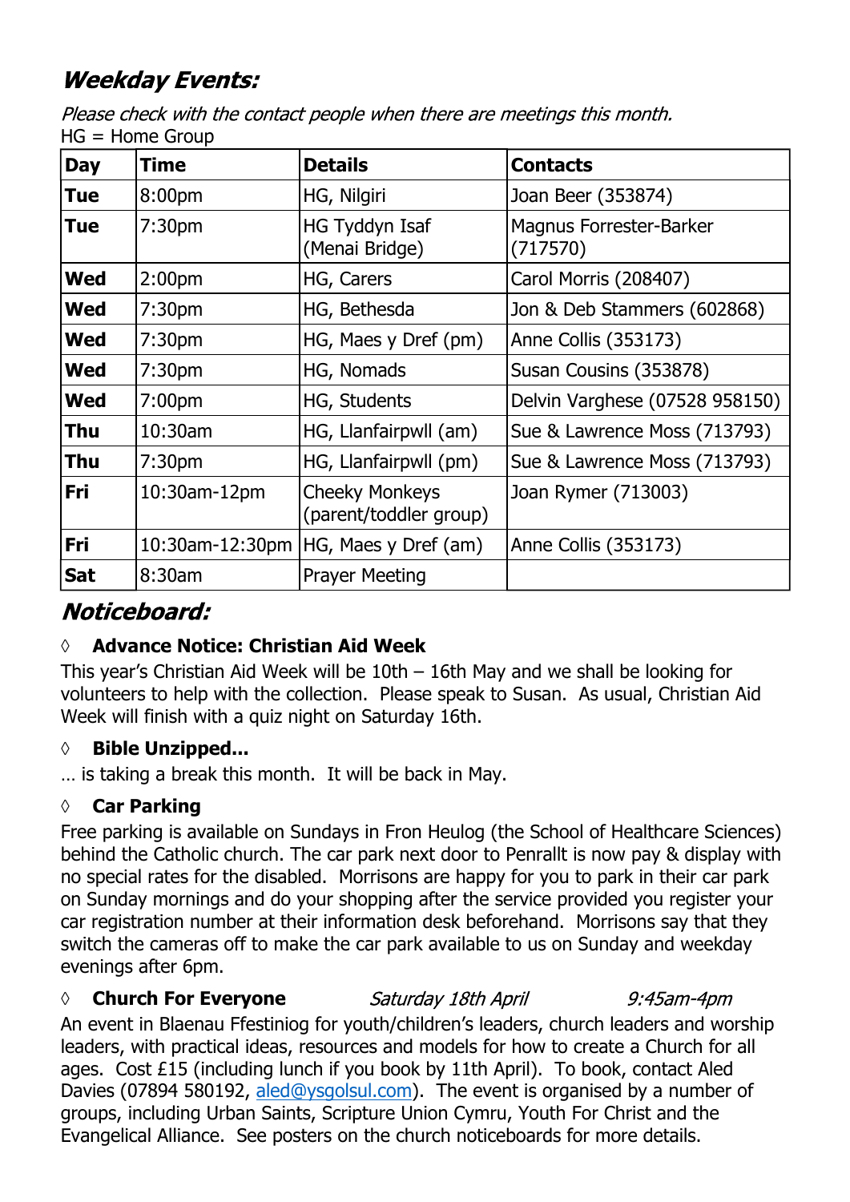## *Weekday Events:*

*Please check with the contact people when there are meetings this month.*
HG = Home Group

| Day | Time | Details | Contacts |
|---|---|---|---|
| **Tue** | 8:00pm | HG, Nilgiri | Joan Beer (353874) |
| **Tue** | 7:30pm | HG Tyddyn Isaf (Menai Bridge) | Magnus Forrester-Barker (717570) |
| **Wed** | 2:00pm | HG, Carers | Carol Morris (208407) |
| **Wed** | 7:30pm | HG, Bethesda | Jon & Deb Stammers (602868) |
| **Wed** | 7:30pm | HG, Maes y Dref (pm) | Anne Collis (353173) |
| **Wed** | 7:30pm | HG, Nomads | Susan Cousins (353878) |
| **Wed** | 7:00pm | HG, Students | Delvin Varghese (07528 958150) |
| **Thu** | 10:30am | HG, Llanfairpwll (am) | Sue & Lawrence Moss (713793) |
| **Thu** | 7:30pm | HG, Llanfairpwll (pm) | Sue & Lawrence Moss (713793) |
| **Fri** | 10:30am-12pm | Cheeky Monkeys (parent/toddler group) | Joan Rymer (713003) |
| **Fri** | 10:30am-12:30pm | HG, Maes y Dref (am) | Anne Collis (353173) |
| **Sat** | 8:30am | Prayer Meeting | |

## *Noticeboard:*

◊ **Advance Notice: Christian Aid Week**

This year's Christian Aid Week will be 10th – 16th May and we shall be looking for volunteers to help with the collection. Please speak to Susan. As usual, Christian Aid Week will finish with a quiz night on Saturday 16th.

◊ **Bible Unzipped...**

… is taking a break this month. It will be back in May.

◊ **Car Parking**

Free parking is available on Sundays in Fron Heulog (the School of Healthcare Sciences) behind the Catholic church. The car park next door to Penrallt is now pay & display with no special rates for the disabled. Morrisons are happy for you to park in their car park on Sunday mornings and do your shopping after the service provided you register your car registration number at their information desk beforehand. Morrisons say that they switch the cameras off to make the car park available to us on Sunday and weekday evenings after 6pm.

◊ **Church For Everyone** *Saturday 18th April* *9:45am-4pm*

An event in Blaenau Ffestiniog for youth/children's leaders, church leaders and worship leaders, with practical ideas, resources and models for how to create a Church for all ages. Cost £15 (including lunch if you book by 11th April). To book, contact Aled Davies (07894 580192, aled@ysgolsul.com). The event is organised by a number of groups, including Urban Saints, Scripture Union Cymru, Youth For Christ and the Evangelical Alliance. See posters on the church noticeboards for more details.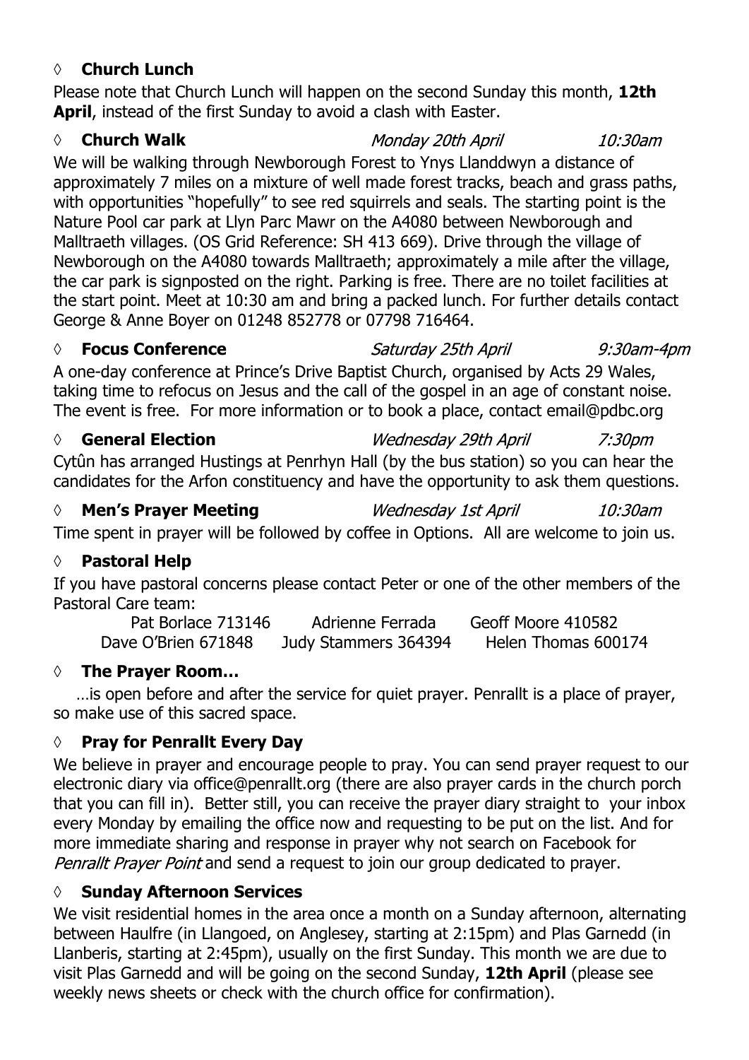### ◊ **Church Lunch**

Please note that Church Lunch will happen on the second Sunday this month, **12th April**, instead of the first Sunday to avoid a clash with Easter.

### ◊ **Church Walk** — *Monday 20th April* — *10:30am*

We will be walking through Newborough Forest to Ynys Llanddwyn a distance of approximately 7 miles on a mixture of well made forest tracks, beach and grass paths, with opportunities "hopefully" to see red squirrels and seals. The starting point is the Nature Pool car park at Llyn Parc Mawr on the A4080 between Newborough and Malltraeth villages. (OS Grid Reference: SH 413 669). Drive through the village of Newborough on the A4080 towards Malltraeth; approximately a mile after the village, the car park is signposted on the right. Parking is free. There are no toilet facilities at the start point. Meet at 10:30 am and bring a packed lunch. For further details contact George & Anne Boyer on 01248 852778 or 07798 716464.

### ◊ **Focus Conference** — *Saturday 25th April* — *9:30am-4pm*

A one-day conference at Prince's Drive Baptist Church, organised by Acts 29 Wales, taking time to refocus on Jesus and the call of the gospel in an age of constant noise. The event is free. For more information or to book a place, contact email@pdbc.org

### ◊ **General Election** — *Wednesday 29th April* — *7:30pm*

Cytûn has arranged Hustings at Penrhyn Hall (by the bus station) so you can hear the candidates for the Arfon constituency and have the opportunity to ask them questions.

### ◊ **Men's Prayer Meeting** — *Wednesday 1st April* — *10:30am*

Time spent in prayer will be followed by coffee in Options. All are welcome to join us.

### ◊ **Pastoral Help**

If you have pastoral concerns please contact Peter or one of the other members of the Pastoral Care team:

| | | |
|---|---|---|
| Pat Borlace 713146 | Adrienne Ferrada | Geoff Moore 410582 |
| Dave O'Brien 671848 | Judy Stammers 364394 | Helen Thomas 600174 |

### ◊ **The Prayer Room…**

…is open before and after the service for quiet prayer. Penrallt is a place of prayer, so make use of this sacred space.

### ◊ **Pray for Penrallt Every Day**

We believe in prayer and encourage people to pray. You can send prayer request to our electronic diary via office@penrallt.org (there are also prayer cards in the church porch that you can fill in). Better still, you can receive the prayer diary straight to your inbox every Monday by emailing the office now and requesting to be put on the list. And for more immediate sharing and response in prayer why not search on Facebook for *Penrallt Prayer Point* and send a request to join our group dedicated to prayer.

### ◊ **Sunday Afternoon Services**

We visit residential homes in the area once a month on a Sunday afternoon, alternating between Haulfre (in Llangoed, on Anglesey, starting at 2:15pm) and Plas Garnedd (in Llanberis, starting at 2:45pm), usually on the first Sunday. This month we are due to visit Plas Garnedd and will be going on the second Sunday, **12th April** (please see weekly news sheets or check with the church office for confirmation).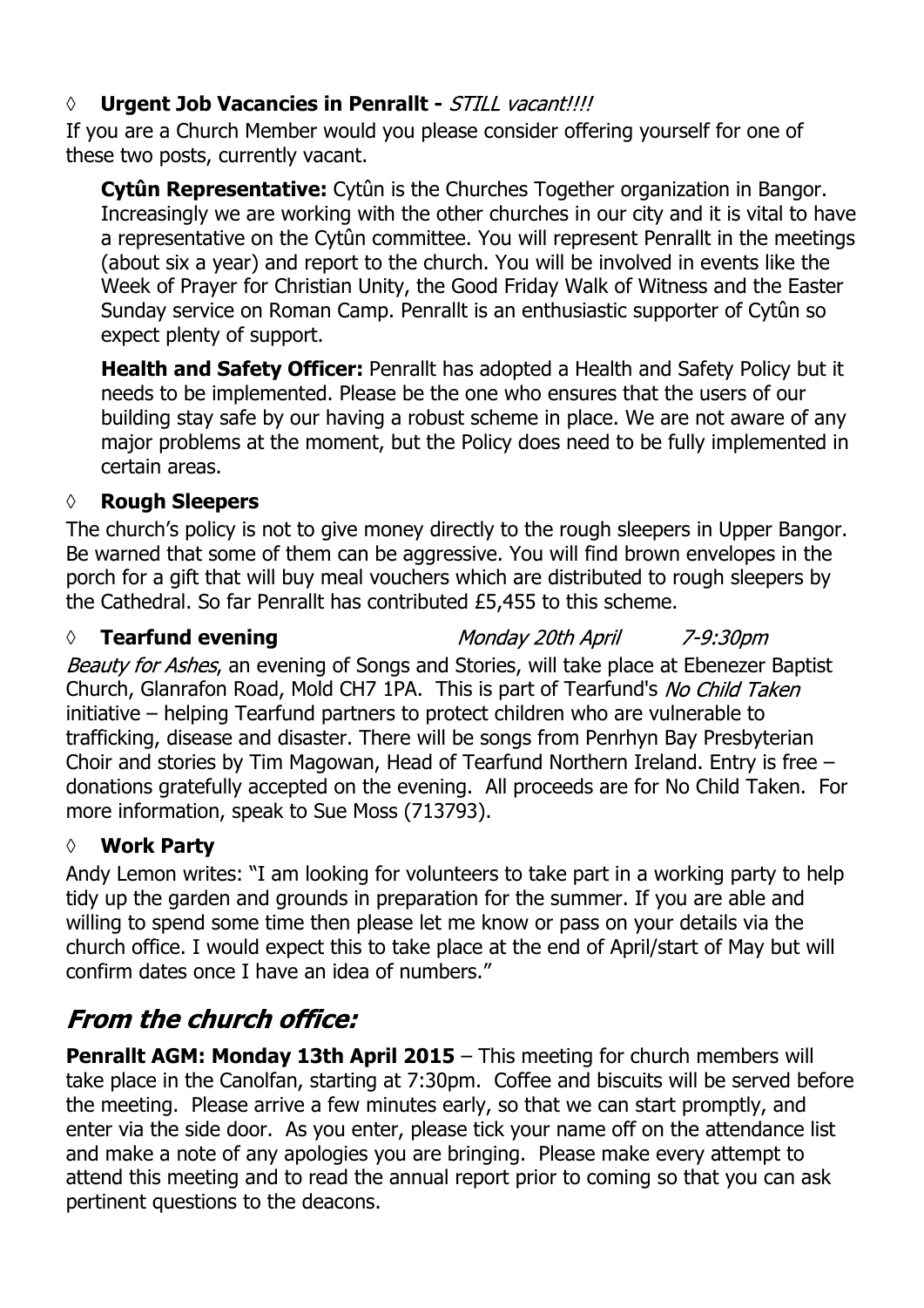◊ **Urgent Job Vacancies in Penrallt -** *STILL vacant!!!!*

If you are a Church Member would you please consider offering yourself for one of these two posts, currently vacant.

**Cytûn Representative:** Cytûn is the Churches Together organization in Bangor. Increasingly we are working with the other churches in our city and it is vital to have a representative on the Cytûn committee. You will represent Penrallt in the meetings (about six a year) and report to the church. You will be involved in events like the Week of Prayer for Christian Unity, the Good Friday Walk of Witness and the Easter Sunday service on Roman Camp. Penrallt is an enthusiastic supporter of Cytûn so expect plenty of support.

**Health and Safety Officer:** Penrallt has adopted a Health and Safety Policy but it needs to be implemented. Please be the one who ensures that the users of our building stay safe by our having a robust scheme in place. We are not aware of any major problems at the moment, but the Policy does need to be fully implemented in certain areas.

◊ **Rough Sleepers**

The church's policy is not to give money directly to the rough sleepers in Upper Bangor. Be warned that some of them can be aggressive. You will find brown envelopes in the porch for a gift that will buy meal vouchers which are distributed to rough sleepers by the Cathedral. So far Penrallt has contributed £5,455 to this scheme.

◊ **Tearfund evening** *Monday 20th April* *7-9:30pm*

*Beauty for Ashes*, an evening of Songs and Stories, will take place at Ebenezer Baptist Church, Glanrafon Road, Mold CH7 1PA. This is part of Tearfund's *No Child Taken* initiative – helping Tearfund partners to protect children who are vulnerable to trafficking, disease and disaster. There will be songs from Penrhyn Bay Presbyterian Choir and stories by Tim Magowan, Head of Tearfund Northern Ireland. Entry is free – donations gratefully accepted on the evening. All proceeds are for No Child Taken. For more information, speak to Sue Moss (713793).

◊ **Work Party**

Andy Lemon writes: "I am looking for volunteers to take part in a working party to help tidy up the garden and grounds in preparation for the summer. If you are able and willing to spend some time then please let me know or pass on your details via the church office. I would expect this to take place at the end of April/start of May but will confirm dates once I have an idea of numbers."

## *From the church office:*

**Penrallt AGM: Monday 13th April 2015** – This meeting for church members will take place in the Canolfan, starting at 7:30pm. Coffee and biscuits will be served before the meeting. Please arrive a few minutes early, so that we can start promptly, and enter via the side door. As you enter, please tick your name off on the attendance list and make a note of any apologies you are bringing. Please make every attempt to attend this meeting and to read the annual report prior to coming so that you can ask pertinent questions to the deacons.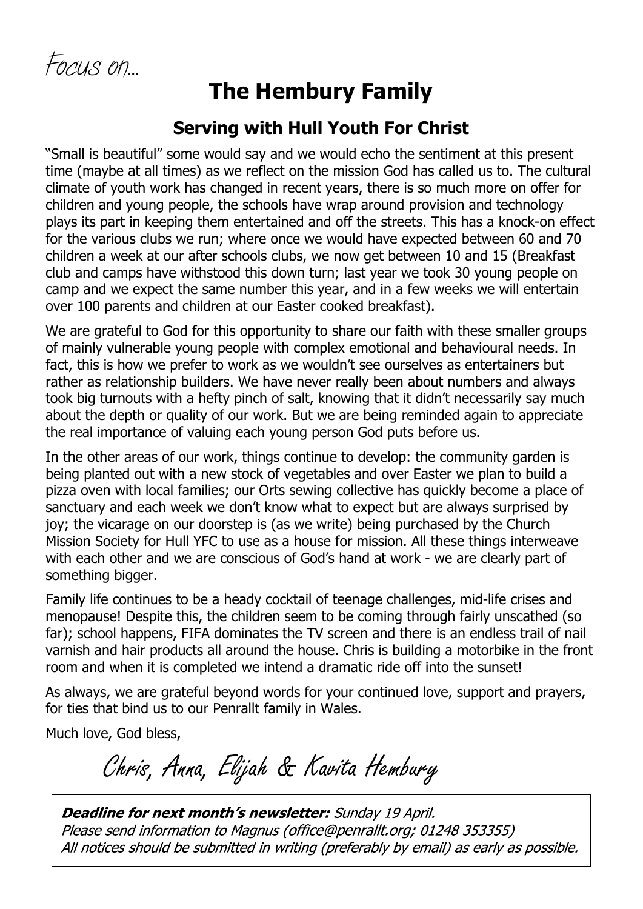*Focus on...*

# The Hembury Family

## Serving with Hull Youth For Christ

"Small is beautiful" some would say and we would echo the sentiment at this present time (maybe at all times) as we reflect on the mission God has called us to. The cultural climate of youth work has changed in recent years, there is so much more on offer for children and young people, the schools have wrap around provision and technology plays its part in keeping them entertained and off the streets. This has a knock-on effect for the various clubs we run; where once we would have expected between 60 and 70 children a week at our after schools clubs, we now get between 10 and 15 (Breakfast club and camps have withstood this down turn; last year we took 30 young people on camp and we expect the same number this year, and in a few weeks we will entertain over 100 parents and children at our Easter cooked breakfast).

We are grateful to God for this opportunity to share our faith with these smaller groups of mainly vulnerable young people with complex emotional and behavioural needs. In fact, this is how we prefer to work as we wouldn't see ourselves as entertainers but rather as relationship builders. We have never really been about numbers and always took big turnouts with a hefty pinch of salt, knowing that it didn't necessarily say much about the depth or quality of our work. But we are being reminded again to appreciate the real importance of valuing each young person God puts before us.

In the other areas of our work, things continue to develop: the community garden is being planted out with a new stock of vegetables and over Easter we plan to build a pizza oven with local families; our Orts sewing collective has quickly become a place of sanctuary and each week we don't know what to expect but are always surprised by joy; the vicarage on our doorstep is (as we write) being purchased by the Church Mission Society for Hull YFC to use as a house for mission. All these things interweave with each other and we are conscious of God's hand at work - we are clearly part of something bigger.

Family life continues to be a heady cocktail of teenage challenges, mid-life crises and menopause! Despite this, the children seem to be coming through fairly unscathed (so far); school happens, FIFA dominates the TV screen and there is an endless trail of nail varnish and hair products all around the house. Chris is building a motorbike in the front room and when it is completed we intend a dramatic ride off into the sunset!

As always, we are grateful beyond words for your continued love, support and prayers, for ties that bind us to our Penrallt family in Wales.

Much love, God bless,

*Chris, Anna, Elijah & Kavita Hembury*

***Deadline for next month's newsletter:*** *Sunday 19 April.*
*Please send information to Magnus (office@penrallt.org; 01248 353355)*
*All notices should be submitted in writing (preferably by email) as early as possible.*